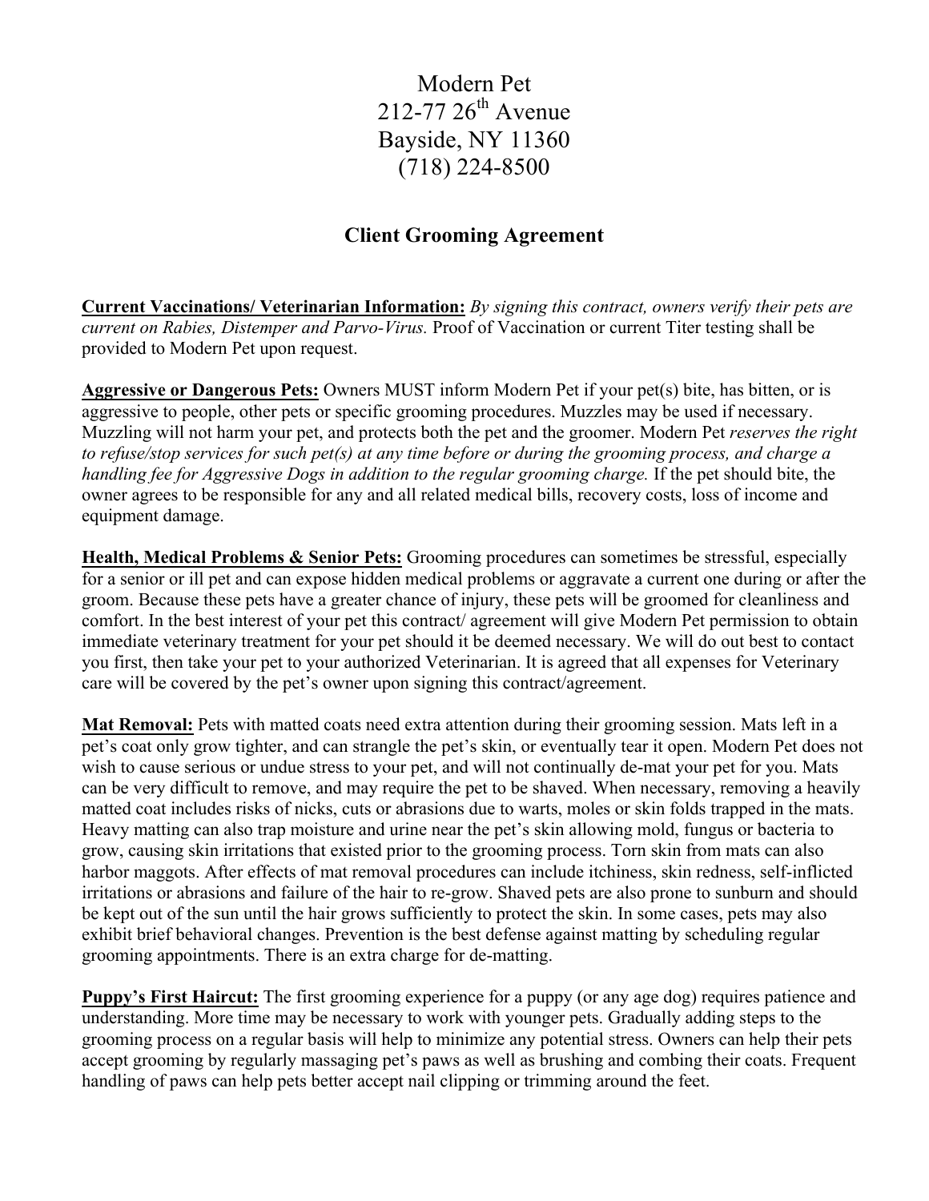Modern Pet
212-77 26th Avenue
Bayside, NY 11360
(718) 224-8500

## Client Grooming Agreement

**Current Vaccinations/ Veterinarian Information:** *By signing this contract, owners verify their pets are current on Rabies, Distemper and Parvo-Virus.* Proof of Vaccination or current Titer testing shall be provided to Modern Pet upon request.

**Aggressive or Dangerous Pets:** Owners MUST inform Modern Pet if your pet(s) bite, has bitten, or is aggressive to people, other pets or specific grooming procedures. Muzzles may be used if necessary. Muzzling will not harm your pet, and protects both the pet and the groomer. Modern Pet *reserves the right to refuse/stop services for such pet(s) at any time before or during the grooming process, and charge a handling fee for Aggressive Dogs in addition to the regular grooming charge.* If the pet should bite, the owner agrees to be responsible for any and all related medical bills, recovery costs, loss of income and equipment damage.

**Health, Medical Problems & Senior Pets:** Grooming procedures can sometimes be stressful, especially for a senior or ill pet and can expose hidden medical problems or aggravate a current one during or after the groom. Because these pets have a greater chance of injury, these pets will be groomed for cleanliness and comfort. In the best interest of your pet this contract/ agreement will give Modern Pet permission to obtain immediate veterinary treatment for your pet should it be deemed necessary. We will do out best to contact you first, then take your pet to your authorized Veterinarian. It is agreed that all expenses for Veterinary care will be covered by the pet's owner upon signing this contract/agreement.

**Mat Removal:** Pets with matted coats need extra attention during their grooming session. Mats left in a pet's coat only grow tighter, and can strangle the pet's skin, or eventually tear it open. Modern Pet does not wish to cause serious or undue stress to your pet, and will not continually de-mat your pet for you. Mats can be very difficult to remove, and may require the pet to be shaved. When necessary, removing a heavily matted coat includes risks of nicks, cuts or abrasions due to warts, moles or skin folds trapped in the mats. Heavy matting can also trap moisture and urine near the pet's skin allowing mold, fungus or bacteria to grow, causing skin irritations that existed prior to the grooming process. Torn skin from mats can also harbor maggots. After effects of mat removal procedures can include itchiness, skin redness, self-inflicted irritations or abrasions and failure of the hair to re-grow. Shaved pets are also prone to sunburn and should be kept out of the sun until the hair grows sufficiently to protect the skin. In some cases, pets may also exhibit brief behavioral changes. Prevention is the best defense against matting by scheduling regular grooming appointments. There is an extra charge for de-matting.

**Puppy's First Haircut:** The first grooming experience for a puppy (or any age dog) requires patience and understanding. More time may be necessary to work with younger pets. Gradually adding steps to the grooming process on a regular basis will help to minimize any potential stress. Owners can help their pets accept grooming by regularly massaging pet's paws as well as brushing and combing their coats. Frequent handling of paws can help pets better accept nail clipping or trimming around the feet.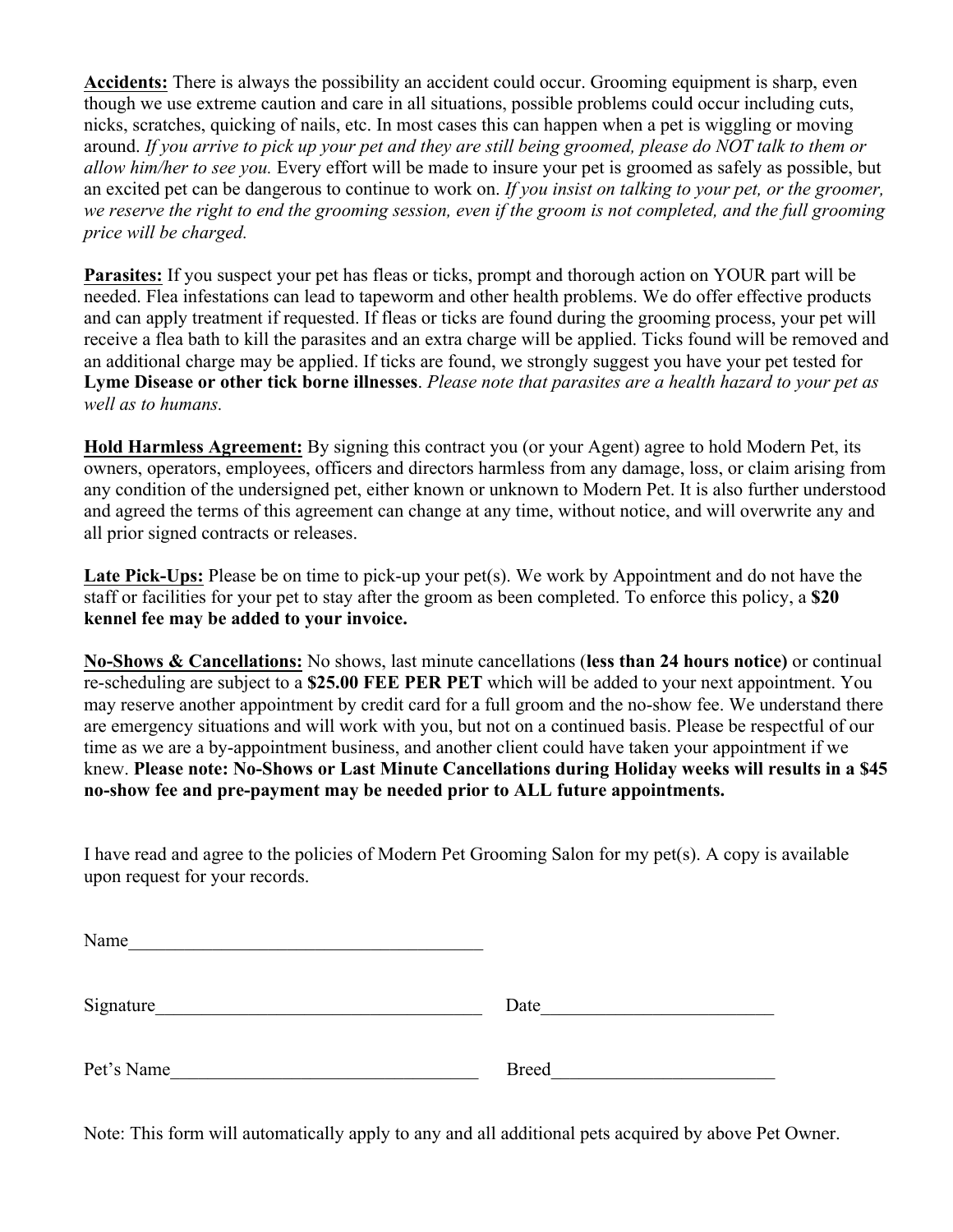**Accidents:** There is always the possibility an accident could occur. Grooming equipment is sharp, even though we use extreme caution and care in all situations, possible problems could occur including cuts, nicks, scratches, quicking of nails, etc. In most cases this can happen when a pet is wiggling or moving around. *If you arrive to pick up your pet and they are still being groomed, please do NOT talk to them or allow him/her to see you.* Every effort will be made to insure your pet is groomed as safely as possible, but an excited pet can be dangerous to continue to work on. *If you insist on talking to your pet, or the groomer, we reserve the right to end the grooming session, even if the groom is not completed, and the full grooming price will be charged.*

**Parasites:** If you suspect your pet has fleas or ticks, prompt and thorough action on YOUR part will be needed. Flea infestations can lead to tapeworm and other health problems. We do offer effective products and can apply treatment if requested. If fleas or ticks are found during the grooming process, your pet will receive a flea bath to kill the parasites and an extra charge will be applied. Ticks found will be removed and an additional charge may be applied. If ticks are found, we strongly suggest you have your pet tested for **Lyme Disease or other tick borne illnesses**. *Please note that parasites are a health hazard to your pet as well as to humans.*

**Hold Harmless Agreement:** By signing this contract you (or your Agent) agree to hold Modern Pet, its owners, operators, employees, officers and directors harmless from any damage, loss, or claim arising from any condition of the undersigned pet, either known or unknown to Modern Pet. It is also further understood and agreed the terms of this agreement can change at any time, without notice, and will overwrite any and all prior signed contracts or releases.

**Late Pick-Ups:** Please be on time to pick-up your pet(s). We work by Appointment and do not have the staff or facilities for your pet to stay after the groom as been completed. To enforce this policy, a **$20 kennel fee may be added to your invoice.**

**No-Shows & Cancellations:** No shows, last minute cancellations (**less than 24 hours notice)** or continual re-scheduling are subject to a **$25.00 FEE PER PET** which will be added to your next appointment. You may reserve another appointment by credit card for a full groom and the no-show fee. We understand there are emergency situations and will work with you, but not on a continued basis. Please be respectful of our time as we are a by-appointment business, and another client could have taken your appointment if we knew. **Please note: No-Shows or Last Minute Cancellations during Holiday weeks will results in a $45 no-show fee and pre-payment may be needed prior to ALL future appointments.**

I have read and agree to the policies of Modern Pet Grooming Salon for my pet(s). A copy is available upon request for your records.

Name_______________________________________

Signature___________________________________ Date_________________________

Pet's Name_________________________________ Breed________________________

Note: This form will automatically apply to any and all additional pets acquired by above Pet Owner.